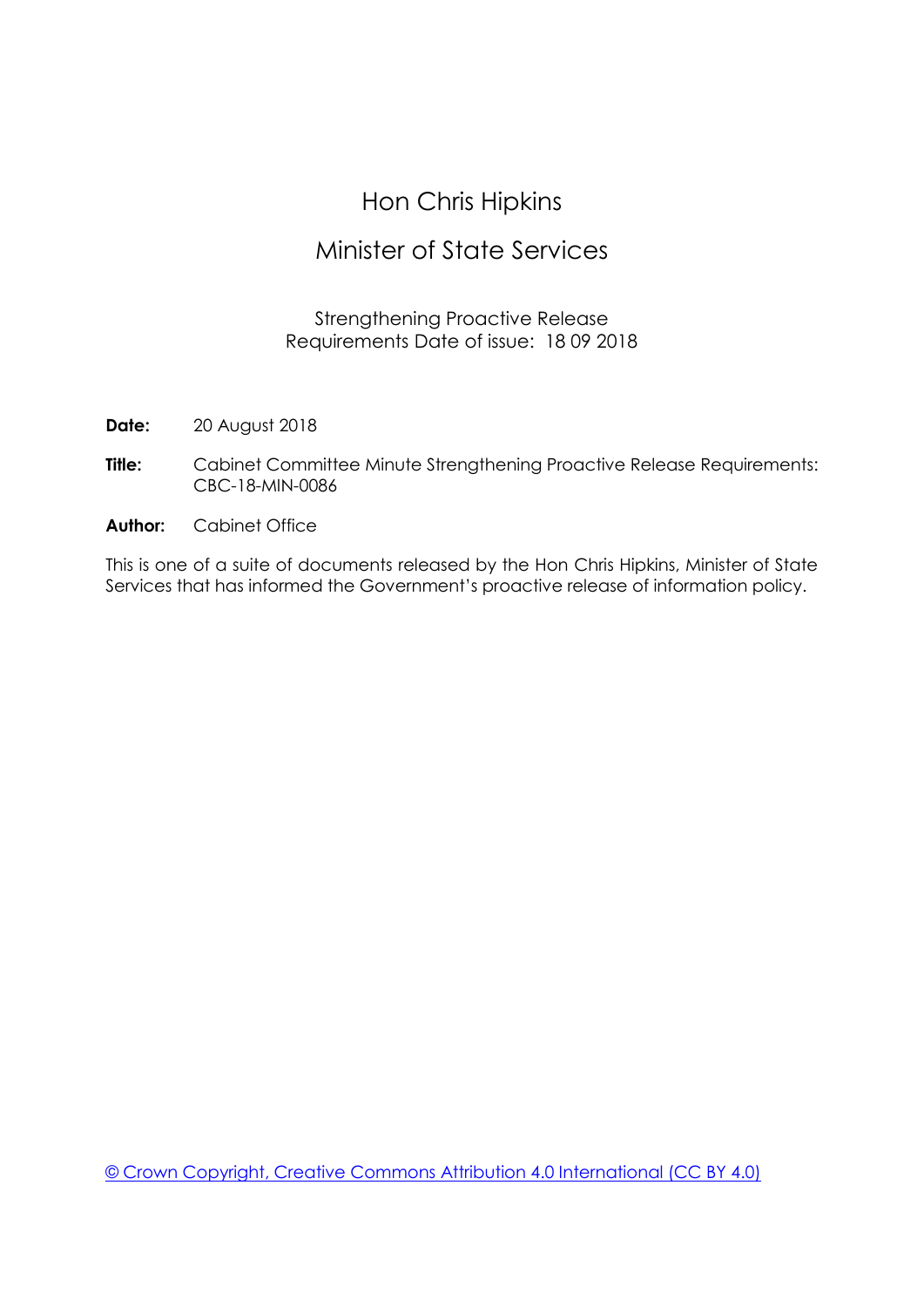# Hon Chris Hipkins

## Minister of State Services

Strengthening Proactive Release Requirements Date of issue: 18 09 2018

**Date:** 20 August 2018

**Title:** Cabinet Committee Minute Strengthening Proactive Release Requirements: CBC-18-MIN-0086

**Author:** Cabinet Office

This is one of a suite of documents released by the Hon Chris Hipkins, Minister of State Services that has informed the Government's proactive release of information policy.

© Crown Copyright, Creative Commons Attribution 4.0 International (CC BY 4.0)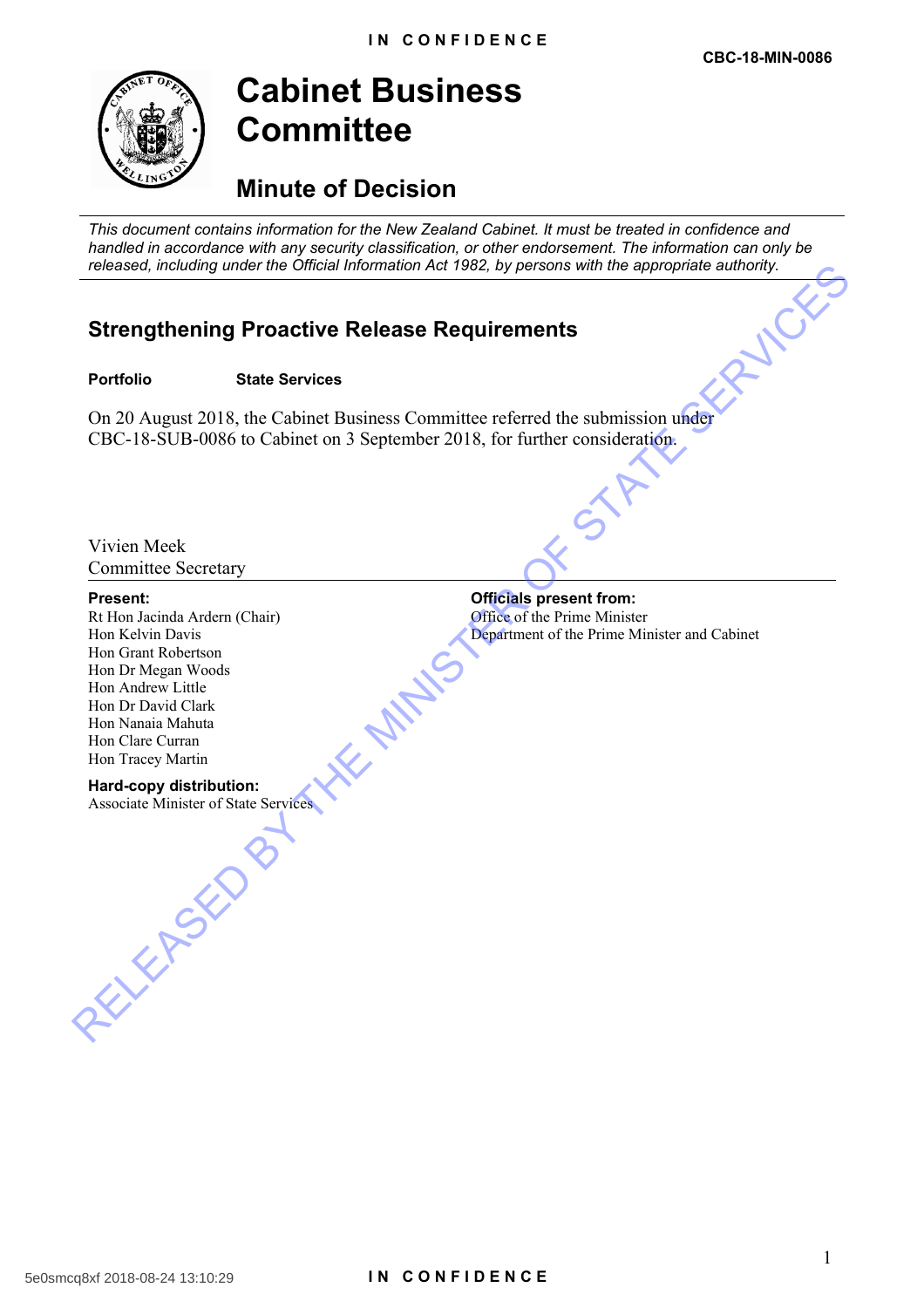**CBC-18-MIN-0086**

# Cabinet Business Committee

## Minute of Decision

*This document contains information for the New Zealand Cabinet. It must be treated in confidence and handled in accordance with any security classification, or other endorsement. The information can only be released, including under the Official Information Act 1982, by persons with the appropriate authority.*

## Strengthening Proactive Release Requirements

**Portfolio** **State Services**

On 20 August 2018, the Cabinet Business Committee referred the submission under CBC-18-SUB-0086 to Cabinet on 3 September 2018, for further consideration.

Vivien Meek
Committee Secretary

**Present:**
Rt Hon Jacinda Ardern (Chair)
Hon Kelvin Davis
Hon Grant Robertson
Hon Dr Megan Woods
Hon Andrew Little
Hon Dr David Clark
Hon Nanaia Mahuta
Hon Clare Curran
Hon Tracey Martin

**Officials present from:**
Office of the Prime Minister
Department of the Prime Minister and Cabinet

**Hard-copy distribution:**
Associate Minister of State Services

RELEASED BY THE MINISTER OF STATE SERVICES

5e0smcq8xf 2018-08-24 13:10:29